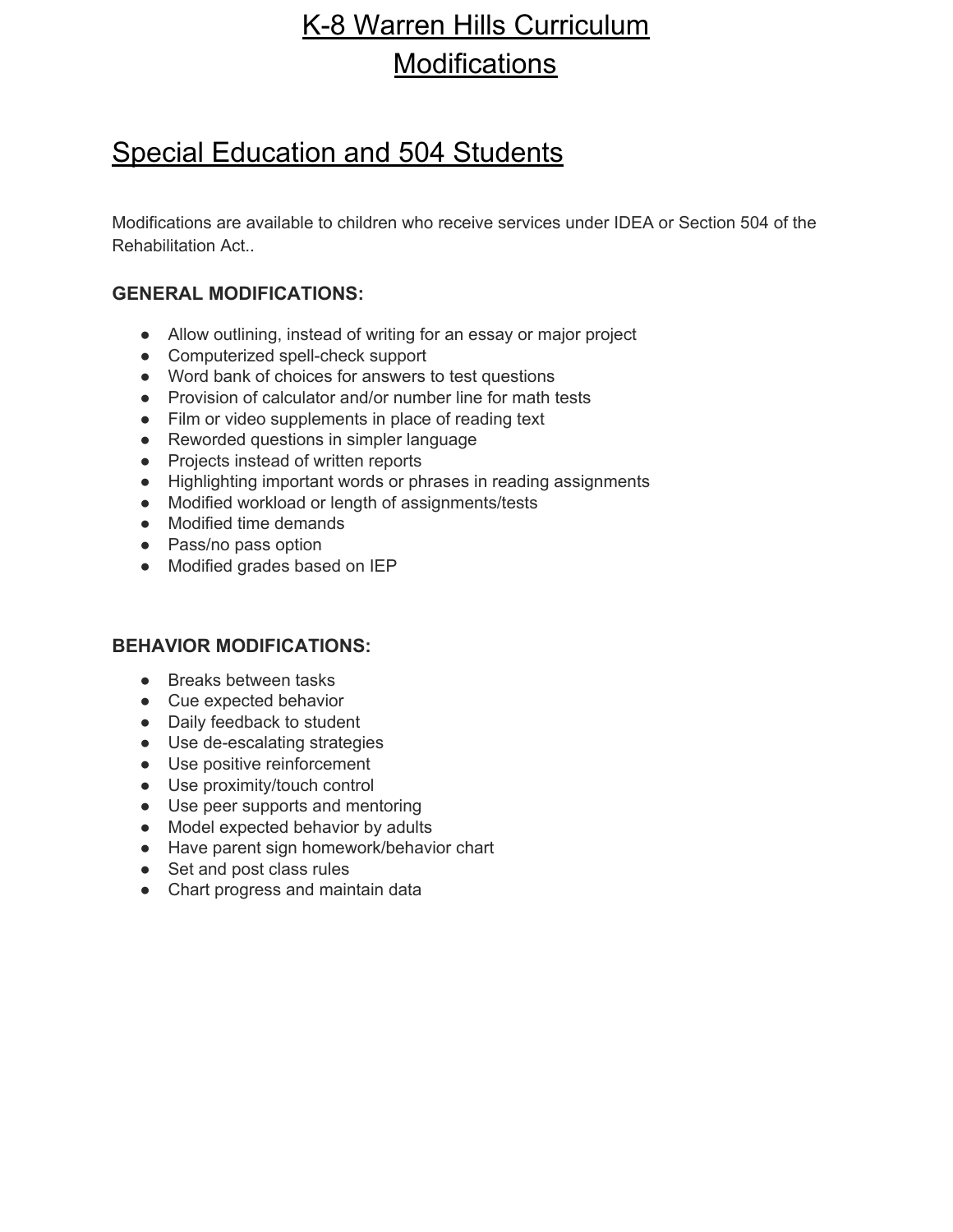# K-8 Warren Hills Curriculum Modifications

## Special Education and 504 Students

Modifications are available to children who receive services under IDEA or Section 504 of the Rehabilitation Act..

**GENERAL MODIFICATIONS:**

- Allow outlining, instead of writing for an essay or major project
- Computerized spell-check support
- Word bank of choices for answers to test questions
- Provision of calculator and/or number line for math tests
- Film or video supplements in place of reading text
- Reworded questions in simpler language
- Projects instead of written reports
- Highlighting important words or phrases in reading assignments
- Modified workload or length of assignments/tests
- Modified time demands
- Pass/no pass option
- Modified grades based on IEP

**BEHAVIOR MODIFICATIONS:**

- Breaks between tasks
- Cue expected behavior
- Daily feedback to student
- Use de-escalating strategies
- Use positive reinforcement
- Use proximity/touch control
- Use peer supports and mentoring
- Model expected behavior by adults
- Have parent sign homework/behavior chart
- Set and post class rules
- Chart progress and maintain data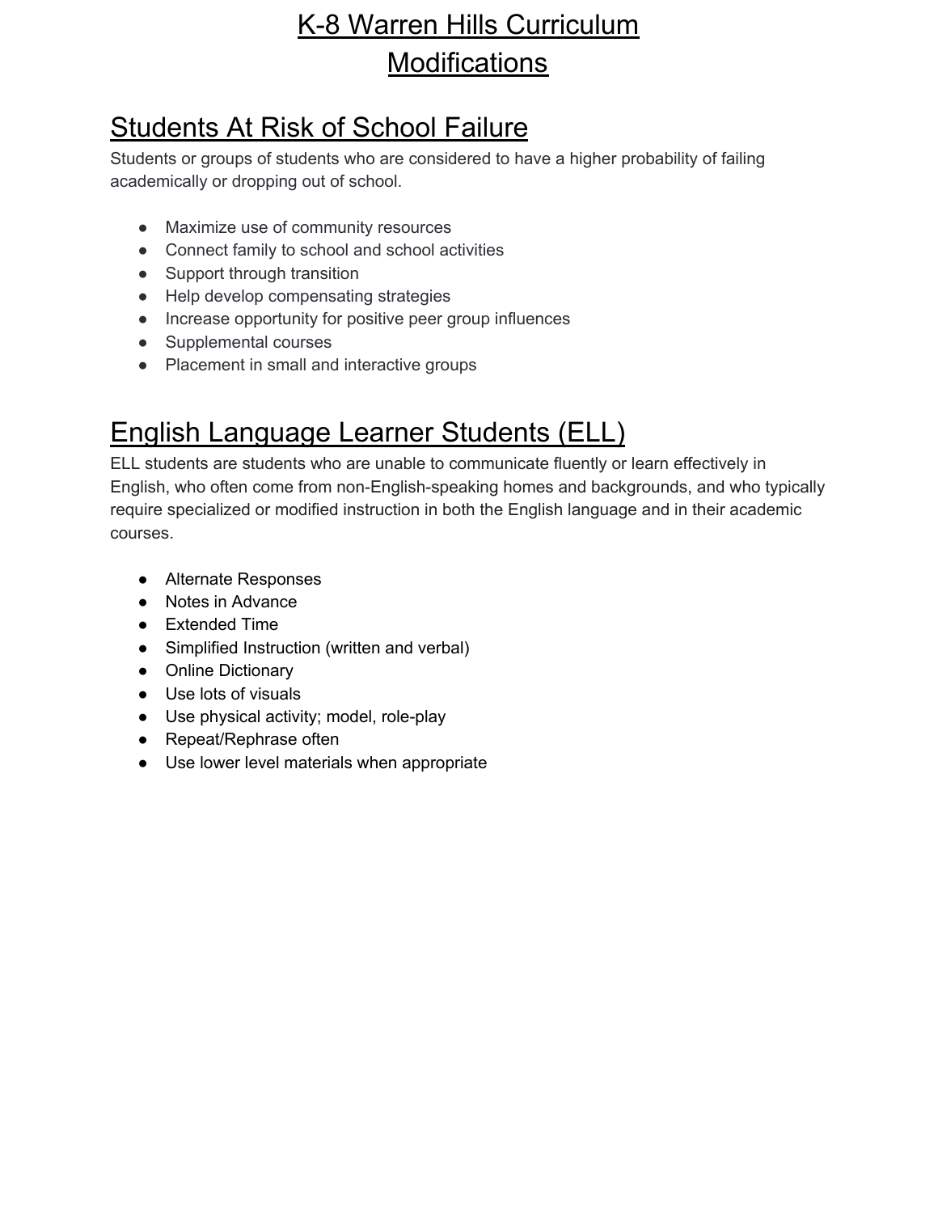# K-8 Warren Hills Curriculum Modifications

## Students At Risk of School Failure

Students or groups of students who are considered to have a higher probability of failing academically or dropping out of school.

- Maximize use of community resources
- Connect family to school and school activities
- Support through transition
- Help develop compensating strategies
- Increase opportunity for positive peer group influences
- Supplemental courses
- Placement in small and interactive groups

## English Language Learner Students (ELL)

ELL students are students who are unable to communicate fluently or learn effectively in English, who often come from non-English-speaking homes and backgrounds, and who typically require specialized or modified instruction in both the English language and in their academic courses.

- Alternate Responses
- Notes in Advance
- Extended Time
- Simplified Instruction (written and verbal)
- Online Dictionary
- Use lots of visuals
- Use physical activity; model, role-play
- Repeat/Rephrase often
- Use lower level materials when appropriate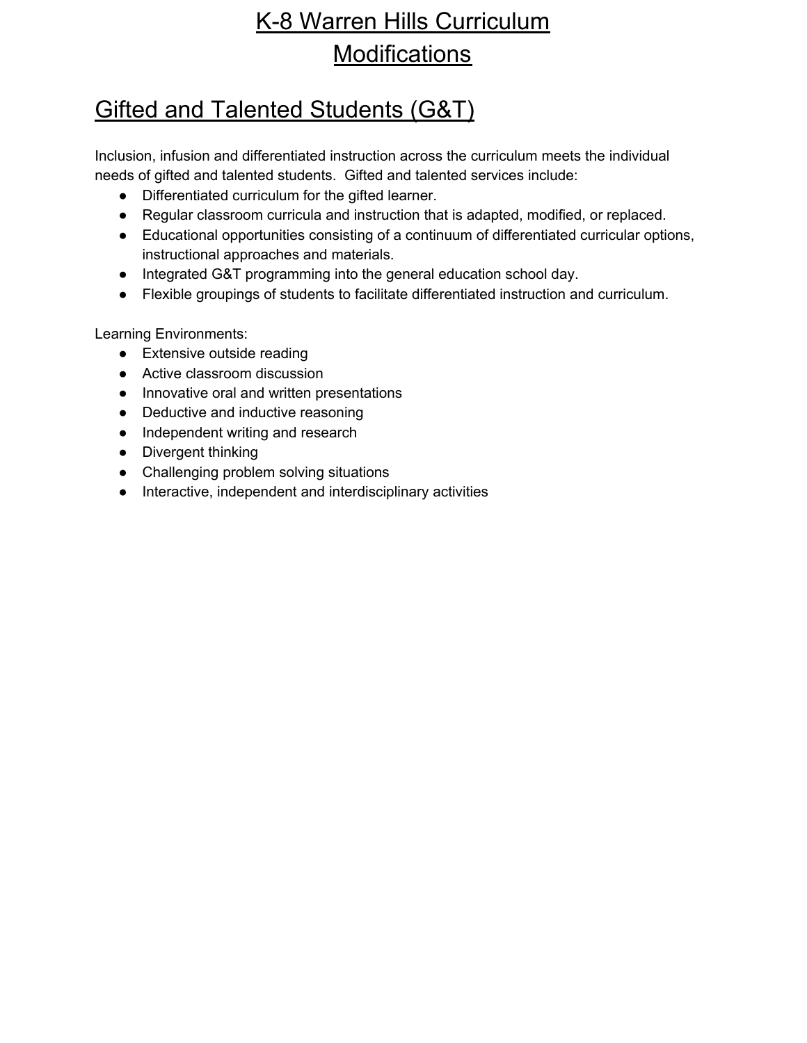# K-8 Warren Hills Curriculum Modifications

## Gifted and Talented Students (G&T)

Inclusion, infusion and differentiated instruction across the curriculum meets the individual needs of gifted and talented students. Gifted and talented services include:

- Differentiated curriculum for the gifted learner.
- Regular classroom curricula and instruction that is adapted, modified, or replaced.
- Educational opportunities consisting of a continuum of differentiated curricular options, instructional approaches and materials.
- Integrated G&T programming into the general education school day.
- Flexible groupings of students to facilitate differentiated instruction and curriculum.

Learning Environments:

- Extensive outside reading
- Active classroom discussion
- Innovative oral and written presentations
- Deductive and inductive reasoning
- Independent writing and research
- Divergent thinking
- Challenging problem solving situations
- Interactive, independent and interdisciplinary activities